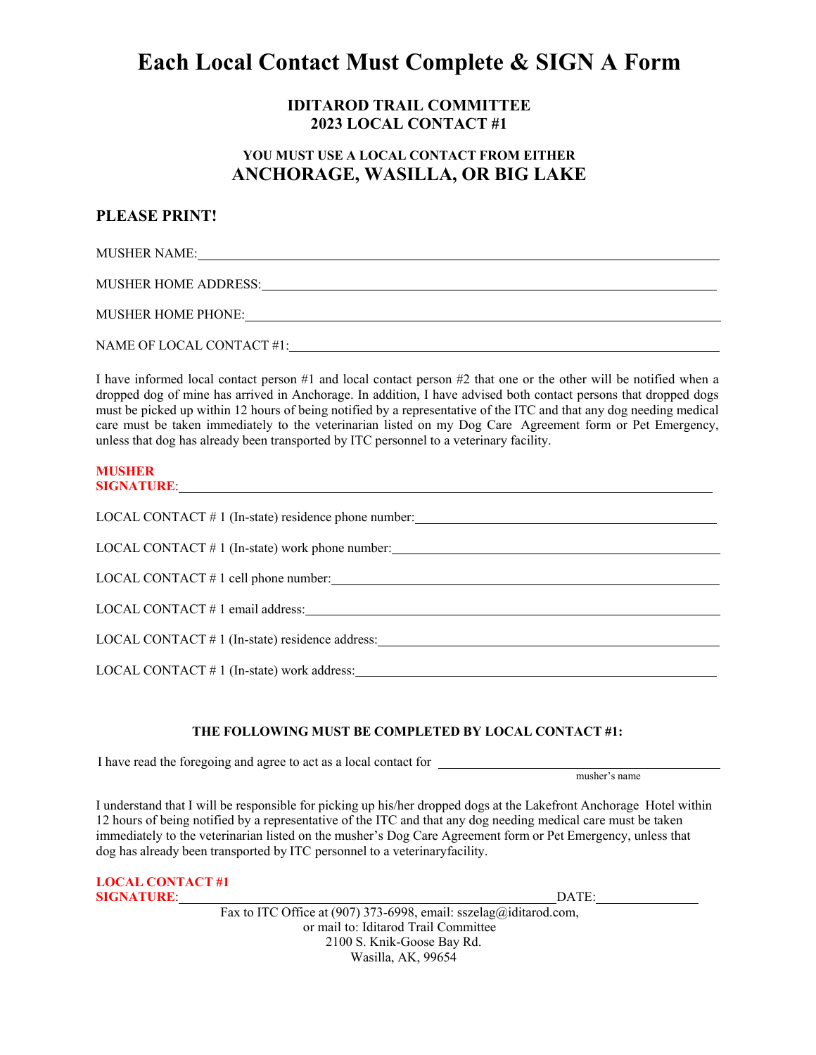# Each Local Contact Must Complete & SIGN A Form

### IDITAROD TRAIL COMMITTEE
### 2023 LOCAL CONTACT #1

**YOU MUST USE A LOCAL CONTACT FROM EITHER**
## ANCHORAGE, WASILLA, OR BIG LAKE

**PLEASE PRINT!**

MUSHER NAME:______________________________________________

MUSHER HOME ADDRESS:______________________________________

MUSHER HOME PHONE:________________________________________

NAME OF LOCAL CONTACT #1:__________________________________

I have informed local contact person #1 and local contact person #2 that one or the other will be notified when a dropped dog of mine has arrived in Anchorage. In addition, I have advised both contact persons that dropped dogs must be picked up within 12 hours of being notified by a representative of the ITC and that any dog needing medical care must be taken immediately to the veterinarian listed on my Dog Care Agreement form or Pet Emergency, unless that dog has already been transported by ITC personnel to a veterinary facility.

**MUSHER SIGNATURE**:__________________________________________

LOCAL CONTACT # 1 (In-state) residence phone number:____________________

LOCAL CONTACT # 1 (In-state) work phone number:________________________

LOCAL CONTACT # 1 cell phone number:__________________________________

LOCAL CONTACT # 1 email address:_____________________________________

LOCAL CONTACT # 1 (In-state) residence address:_________________________

LOCAL CONTACT # 1 (In-state) work address:_____________________________

**THE FOLLOWING MUST BE COMPLETED BY LOCAL CONTACT #1:**

I have read the foregoing and agree to act as a local contact for ______________________
musher's name

I understand that I will be responsible for picking up his/her dropped dogs at the Lakefront Anchorage Hotel within 12 hours of being notified by a representative of the ITC and that any dog needing medical care must be taken immediately to the veterinarian listed on the musher's Dog Care Agreement form or Pet Emergency, unless that dog has already been transported by ITC personnel to a veterinaryfacility.

**LOCAL CONTACT #1 SIGNATURE**:______________________________ DATE:____________

Fax to ITC Office at (907) 373-6998, email: sszelag@iditarod.com,
or mail to: Iditarod Trail Committee
2100 S. Knik-Goose Bay Rd.
Wasilla, AK, 99654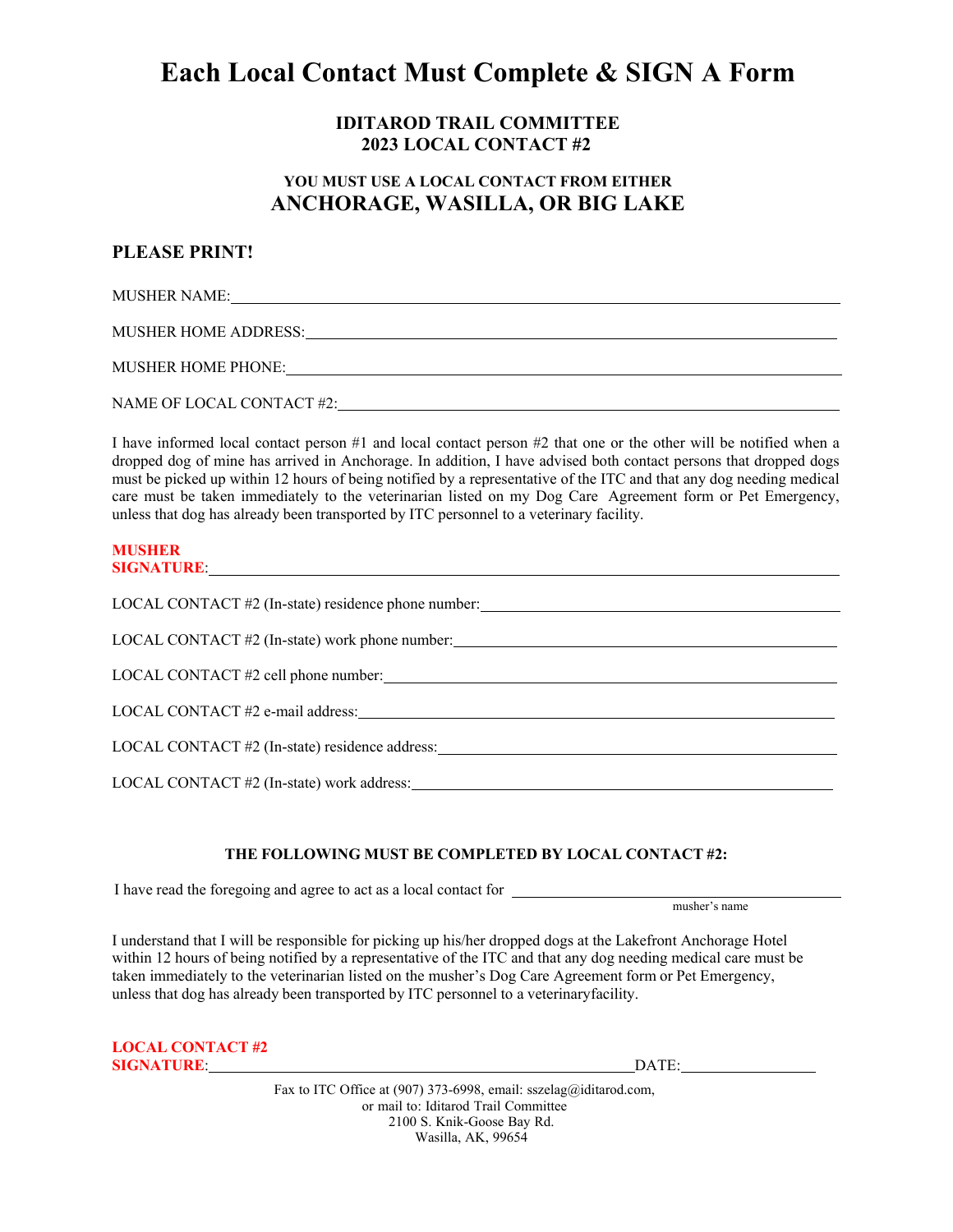# Each Local Contact Must Complete & SIGN A Form

## IDITAROD TRAIL COMMITTEE
## 2023 LOCAL CONTACT #2

### YOU MUST USE A LOCAL CONTACT FROM EITHER
## ANCHORAGE, WASILLA, OR BIG LAKE

### PLEASE PRINT!

MUSHER NAME:\_\_\_\_\_\_\_\_\_\_\_\_\_\_\_\_\_\_\_\_\_\_\_\_\_\_\_\_\_\_\_\_\_\_\_\_\_\_\_\_

MUSHER HOME ADDRESS:\_\_\_\_\_\_\_\_\_\_\_\_\_\_\_\_\_\_\_\_\_\_\_\_\_\_\_\_\_\_\_\_\_\_\_\_\_\_\_\_

MUSHER HOME PHONE:\_\_\_\_\_\_\_\_\_\_\_\_\_\_\_\_\_\_\_\_\_\_\_\_\_\_\_\_\_\_\_\_\_\_\_\_\_\_\_\_

NAME OF LOCAL CONTACT #2:\_\_\_\_\_\_\_\_\_\_\_\_\_\_\_\_\_\_\_\_\_\_\_\_\_\_\_\_\_\_\_\_\_\_\_\_\_\_\_\_

I have informed local contact person #1 and local contact person #2 that one or the other will be notified when a dropped dog of mine has arrived in Anchorage. In addition, I have advised both contact persons that dropped dogs must be picked up within 12 hours of being notified by a representative of the ITC and that any dog needing medical care must be taken immediately to the veterinarian listed on my Dog Care Agreement form or Pet Emergency, unless that dog has already been transported by ITC personnel to a veterinary facility.

**MUSHER SIGNATURE**:\_\_\_\_\_\_\_\_\_\_\_\_\_\_\_\_\_\_\_\_\_\_\_\_\_\_\_\_\_\_\_\_\_\_\_\_\_\_\_\_

LOCAL CONTACT #2 (In-state) residence phone number:\_\_\_\_\_\_\_\_\_\_\_\_\_\_\_\_\_\_\_\_\_\_\_\_\_\_\_\_\_\_

LOCAL CONTACT #2 (In-state) work phone number:\_\_\_\_\_\_\_\_\_\_\_\_\_\_\_\_\_\_\_\_\_\_\_\_\_\_\_\_\_\_

LOCAL CONTACT #2 cell phone number:\_\_\_\_\_\_\_\_\_\_\_\_\_\_\_\_\_\_\_\_\_\_\_\_\_\_\_\_\_\_

LOCAL CONTACT #2 e-mail address:\_\_\_\_\_\_\_\_\_\_\_\_\_\_\_\_\_\_\_\_\_\_\_\_\_\_\_\_\_\_

LOCAL CONTACT #2 (In-state) residence address:\_\_\_\_\_\_\_\_\_\_\_\_\_\_\_\_\_\_\_\_\_\_\_\_\_\_\_\_\_\_

LOCAL CONTACT #2 (In-state) work address:\_\_\_\_\_\_\_\_\_\_\_\_\_\_\_\_\_\_\_\_\_\_\_\_\_\_\_\_\_\_

**THE FOLLOWING MUST BE COMPLETED BY LOCAL CONTACT #2:**

I have read the foregoing and agree to act as a local contact for \_\_\_\_\_\_\_\_\_\_\_\_\_\_\_\_\_\_\_\_\_\_\_\_\_\_\_\_\_\_
musher's name

I understand that I will be responsible for picking up his/her dropped dogs at the Lakefront Anchorage Hotel within 12 hours of being notified by a representative of the ITC and that any dog needing medical care must be taken immediately to the veterinarian listed on the musher's Dog Care Agreement form or Pet Emergency, unless that dog has already been transported by ITC personnel to a veterinaryfacility.

**LOCAL CONTACT #2 SIGNATURE**:\_\_\_\_\_\_\_\_\_\_\_\_\_\_\_\_\_\_\_\_\_\_\_\_\_\_\_\_\_\_ DATE:\_\_\_\_\_\_\_\_\_\_\_\_\_\_\_

Fax to ITC Office at (907) 373-6998, email: sszelag@iditarod.com,
or mail to: Iditarod Trail Committee
2100 S. Knik-Goose Bay Rd.
Wasilla, AK, 99654